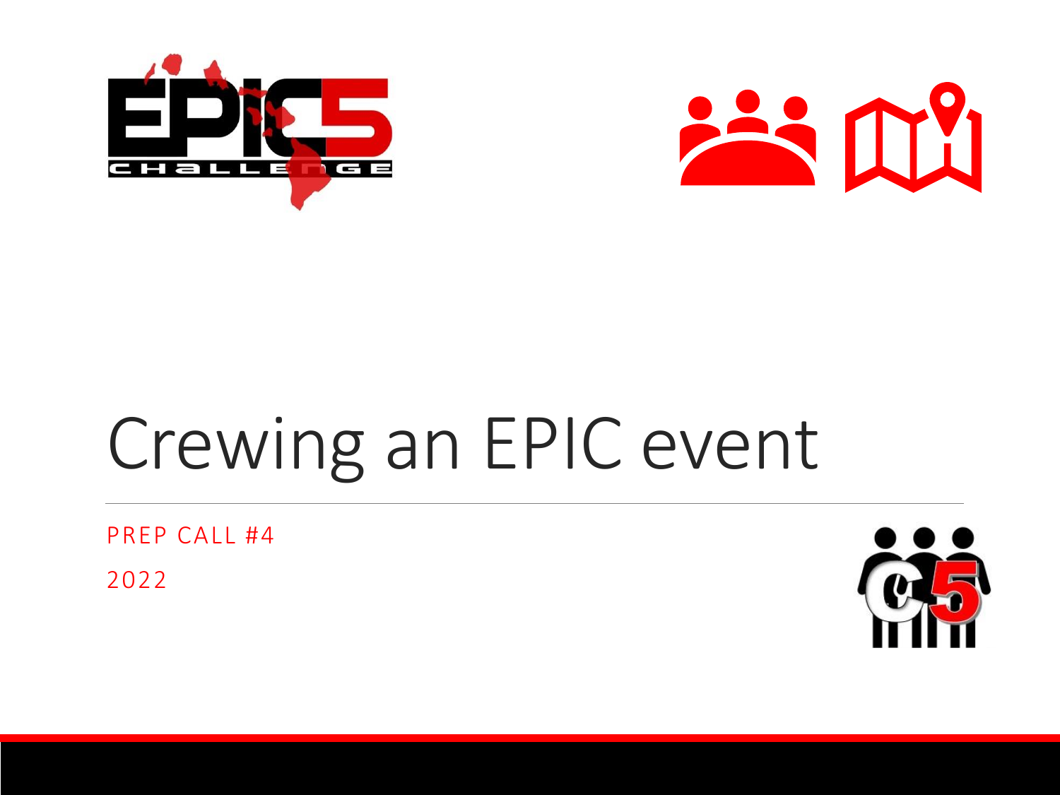# Crewing an EPIC event

PREP CALL #4

2022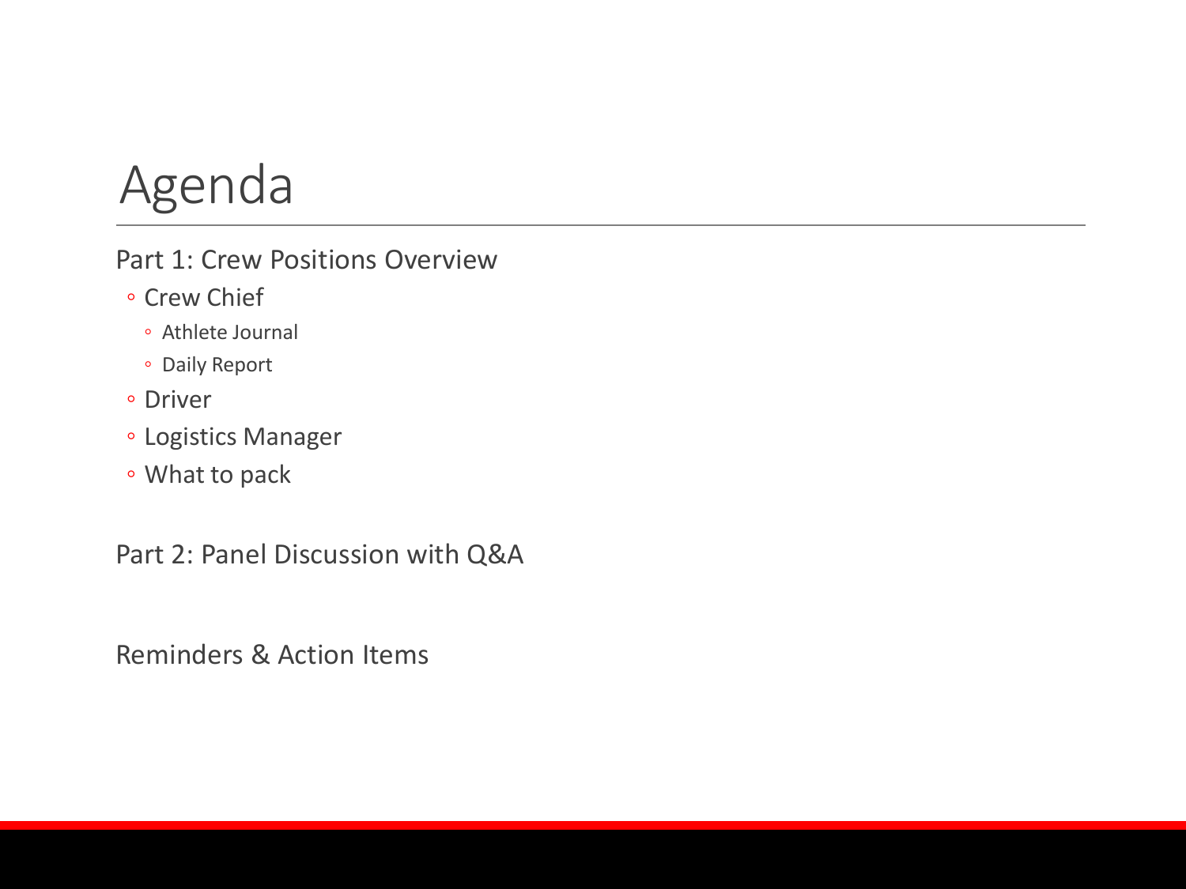# Agenda

Part 1: Crew Positions Overview

- Crew Chief
  - Athlete Journal
  - Daily Report
- Driver
- Logistics Manager
- What to pack

Part 2: Panel Discussion with Q&A

Reminders & Action Items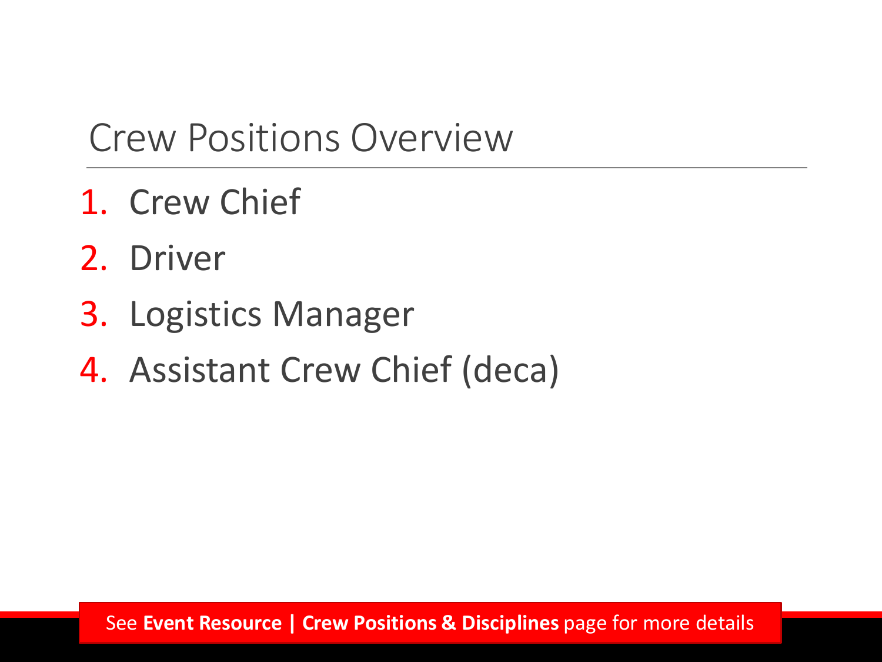# Crew Positions Overview

1. Crew Chief
2. Driver
3. Logistics Manager
4. Assistant Crew Chief (deca)

See **Event Resource | Crew Positions & Disciplines** page for more details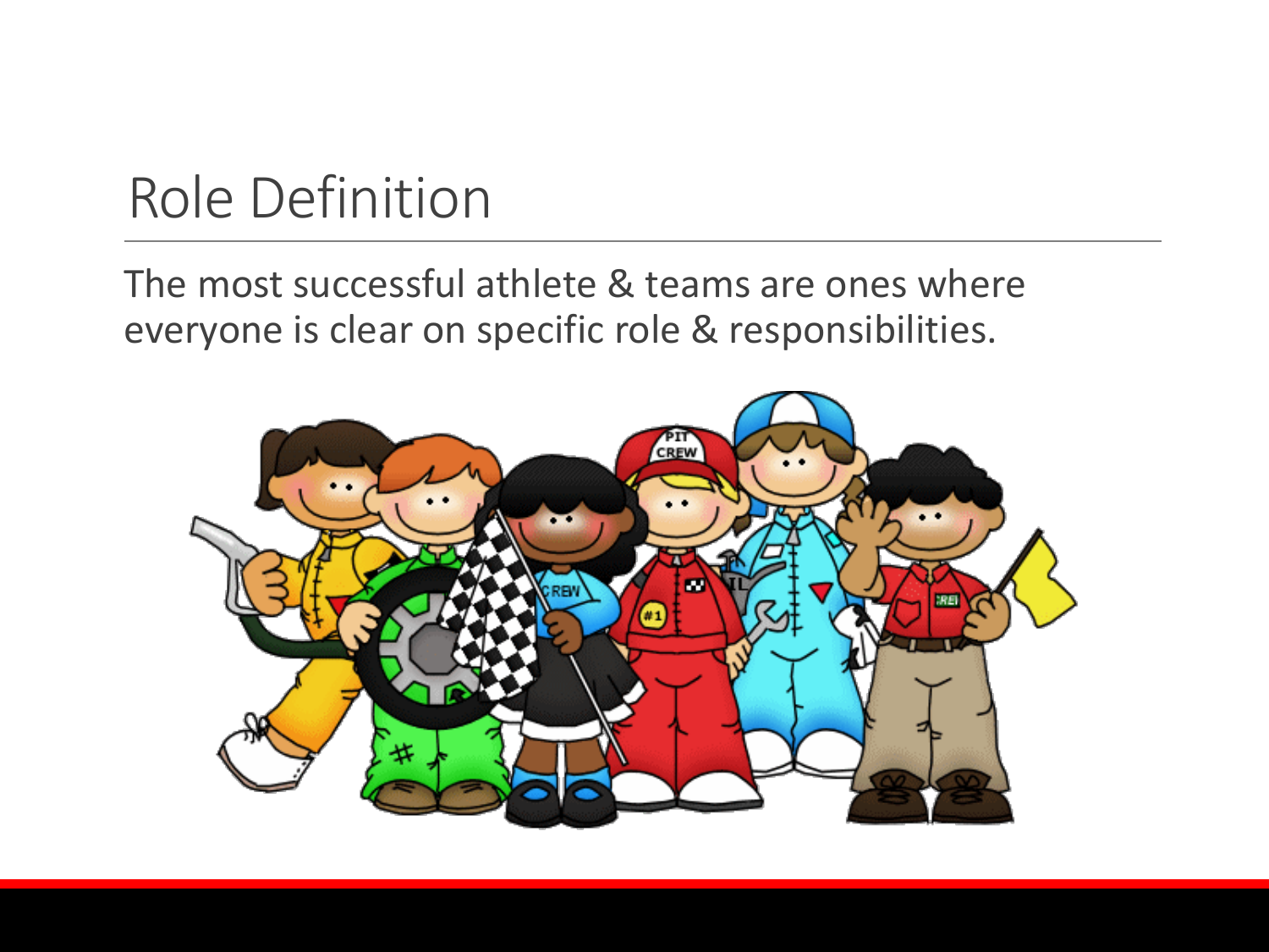# Role Definition

The most successful athlete & teams are ones where everyone is clear on specific role & responsibilities.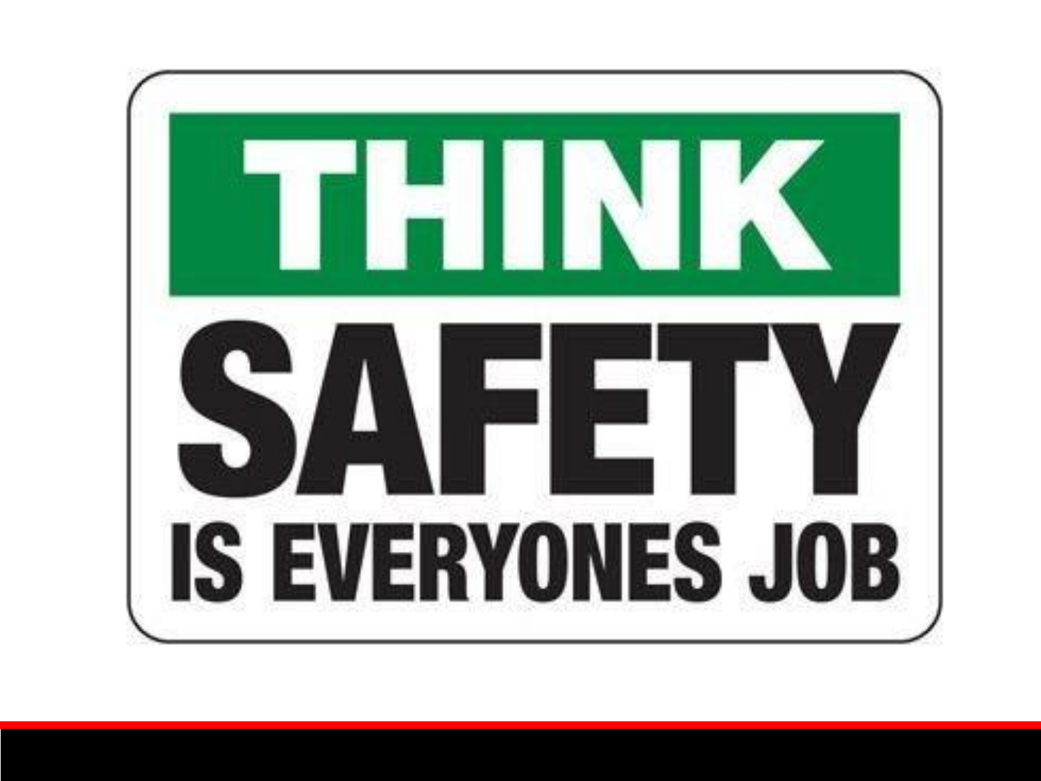THINK

SAFETY

IS EVERYONES JOB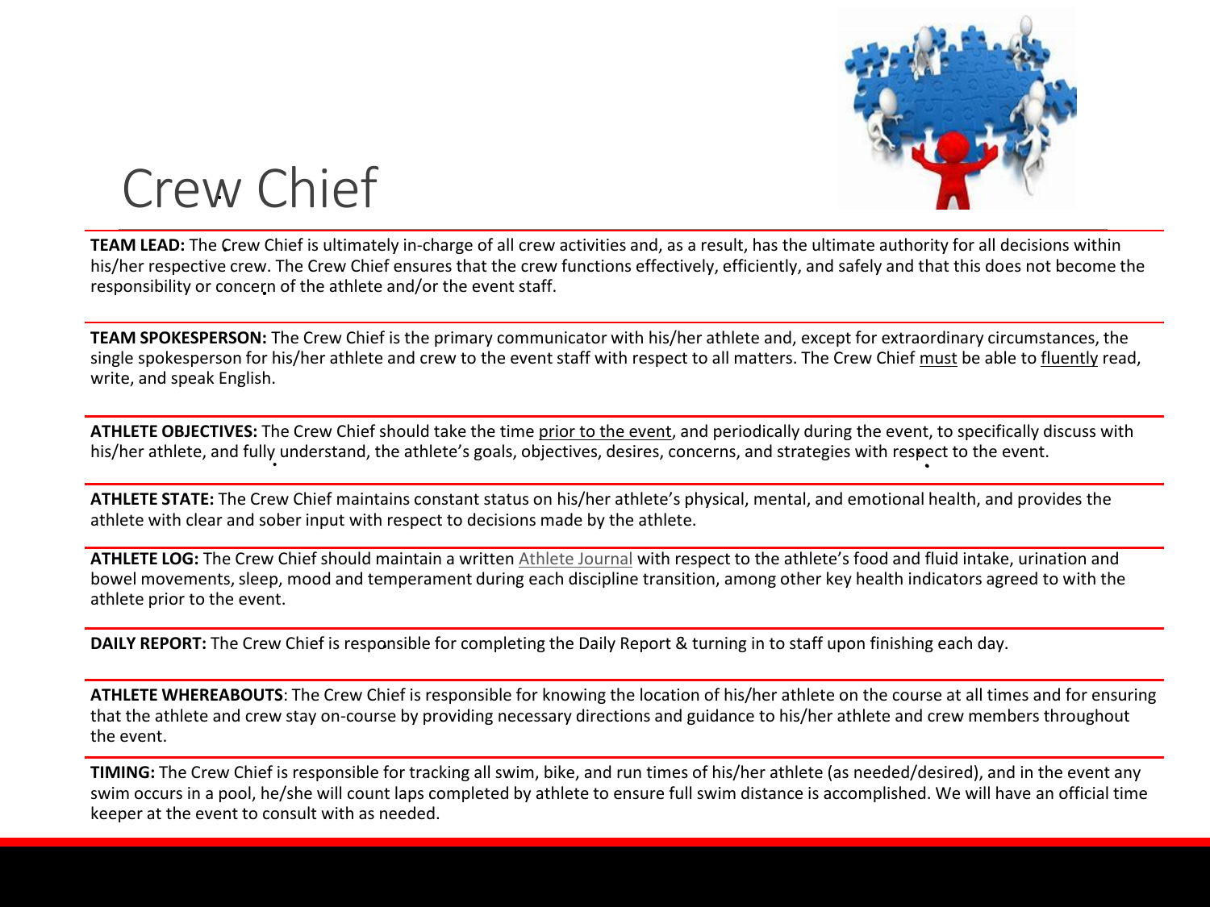# Crew Chief

**TEAM LEAD:** The Crew Chief is ultimately in-charge of all crew activities and, as a result, has the ultimate authority for all decisions within his/her respective crew. The Crew Chief ensures that the crew functions effectively, efficiently, and safely and that this does not become the responsibility or concern of the athlete and/or the event staff.

**TEAM SPOKESPERSON:** The Crew Chief is the primary communicator with his/her athlete and, except for extraordinary circumstances, the single spokesperson for his/her athlete and crew to the event staff with respect to all matters. The Crew Chief must be able to fluently read, write, and speak English.

**ATHLETE OBJECTIVES:** The Crew Chief should take the time prior to the event, and periodically during the event, to specifically discuss with his/her athlete, and fully understand, the athlete's goals, objectives, desires, concerns, and strategies with respect to the event.

**ATHLETE STATE:** The Crew Chief maintains constant status on his/her athlete's physical, mental, and emotional health, and provides the athlete with clear and sober input with respect to decisions made by the athlete.

**ATHLETE LOG:** The Crew Chief should maintain a written Athlete Journal with respect to the athlete's food and fluid intake, urination and bowel movements, sleep, mood and temperament during each discipline transition, among other key health indicators agreed to with the athlete prior to the event.

**DAILY REPORT:** The Crew Chief is responsible for completing the Daily Report & turning in to staff upon finishing each day.

**ATHLETE WHEREABOUTS**: The Crew Chief is responsible for knowing the location of his/her athlete on the course at all times and for ensuring that the athlete and crew stay on-course by providing necessary directions and guidance to his/her athlete and crew members throughout the event.

**TIMING:** The Crew Chief is responsible for tracking all swim, bike, and run times of his/her athlete (as needed/desired), and in the event any swim occurs in a pool, he/she will count laps completed by athlete to ensure full swim distance is accomplished. We will have an official time keeper at the event to consult with as needed.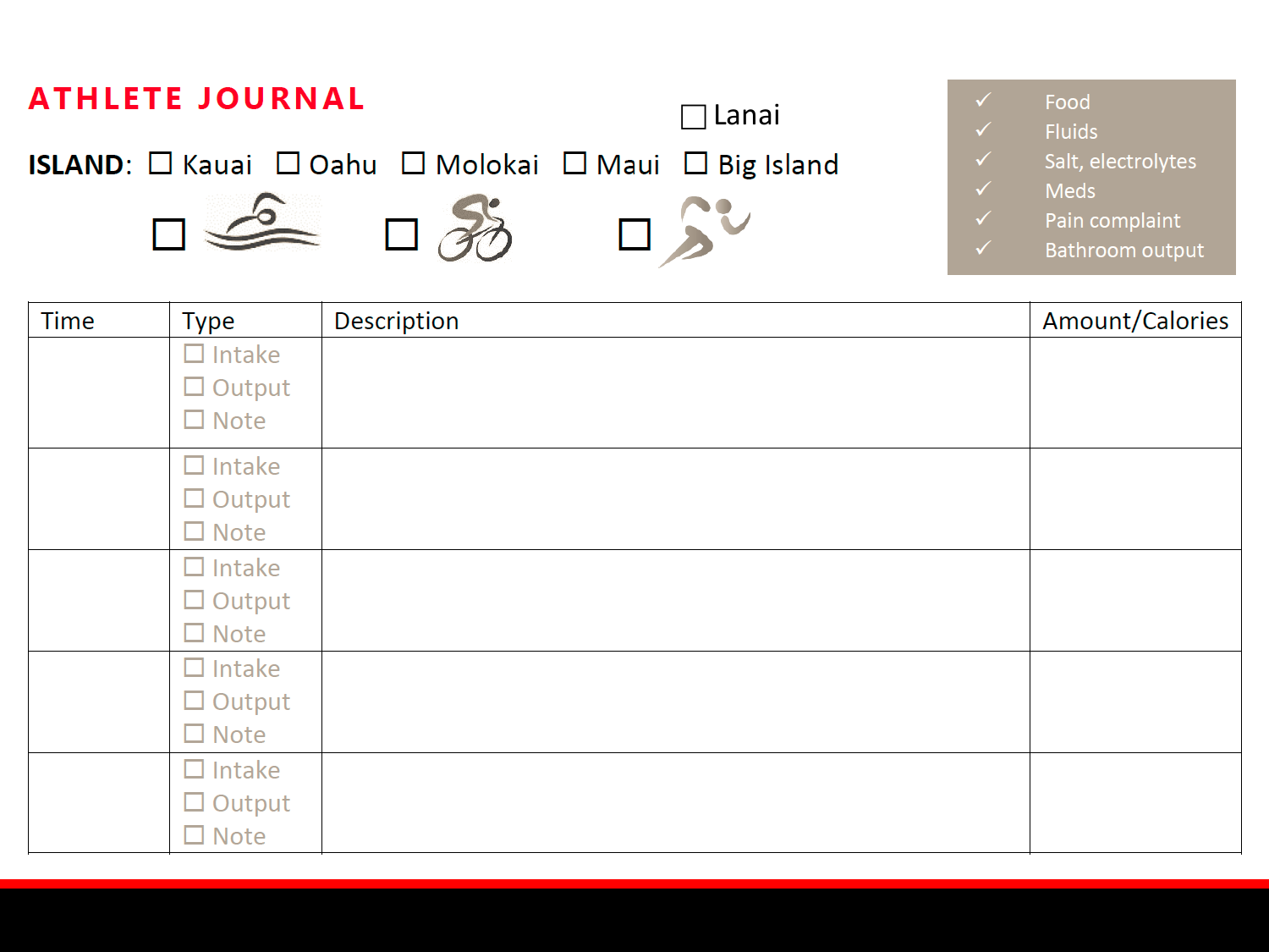# ATHLETE JOURNAL

**ISLAND:** ☐ Kauai ☐ Oahu ☐ Molokai ☐ Maui ☐ Big Island ☐ Lanai

☐ ☐ ☐

- ✓ Food
- ✓ Fluids
- ✓ Salt, electrolytes
- ✓ Meds
- ✓ Pain complaint
- ✓ Bathroom output

| Time | Type | Description | Amount/Calories |
|---|---|---|---|
| | ☐ Intake<br>☐ Output<br>☐ Note | | |
| | ☐ Intake<br>☐ Output<br>☐ Note | | |
| | ☐ Intake<br>☐ Output<br>☐ Note | | |
| | ☐ Intake<br>☐ Output<br>☐ Note | | |
| | ☐ Intake<br>☐ Output<br>☐ Note | | |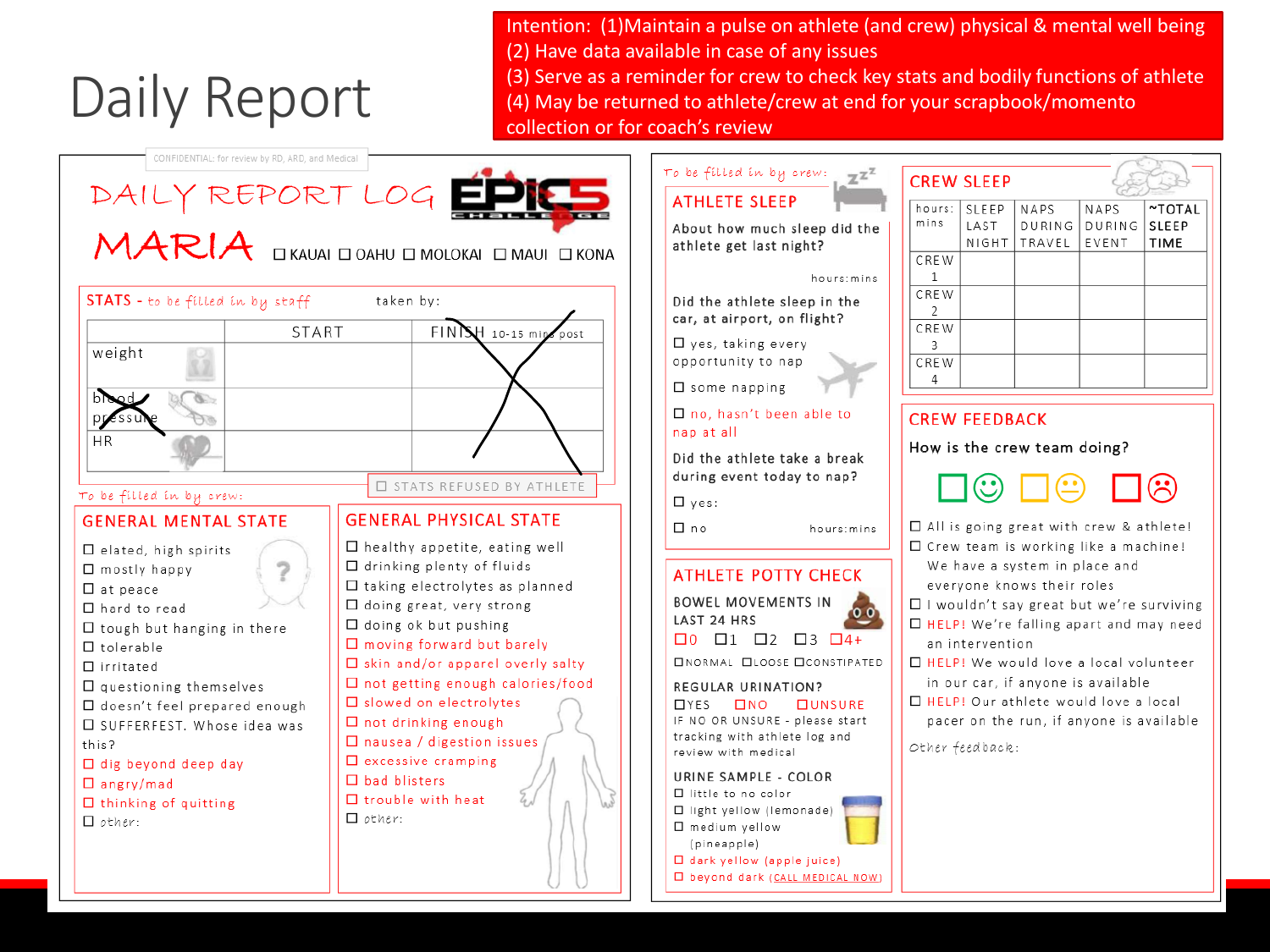# Daily Report

Intention: (1)Maintain a pulse on athlete (and crew) physical & mental well being
(2) Have data available in case of any issues
(3) Serve as a reminder for crew to check key stats and bodily functions of athlete
(4) May be returned to athlete/crew at end for your scrapbook/momento collection or for coach's review

CONFIDENTIAL: for review by RD, ARD, and Medical

## DAILY REPORT LOG

EPIC5 CHALLENGE

## MARIA

☐ KAUAI ☐ OAHU ☐ MOLOKAI ☐ MAUI ☐ KONA

### STATS - to be filled in by staff

taken by:

| | START | FINISH 10-15 mins post |
|---|---|---|
| weight | | |
| blood pressure | | |
| HR | | |

☐ STATS REFUSED BY ATHLETE

To be filled in by crew:

### GENERAL MENTAL STATE

- ☐ elated, high spirits
- ☐ mostly happy
- ☐ at peace
- ☐ hard to read
- ☐ tough but hanging in there
- ☐ tolerable
- ☐ irritated
- ☐ questioning themselves
- ☐ doesn't feel prepared enough
- ☐ SUFFERFEST. Whose idea was this?
- ☐ dig beyond deep day
- ☐ angry/mad
- ☐ thinking of quitting
- ☐ other:

### GENERAL PHYSICAL STATE

- ☐ healthy appetite, eating well
- ☐ drinking plenty of fluids
- ☐ taking electrolytes as planned
- ☐ doing great, very strong
- ☐ doing ok but pushing
- ☐ moving forward but barely
- ☐ skin and/or apparel overly salty
- ☐ not getting enough calories/food
- ☐ slowed on electrolytes
- ☐ not drinking enough
- ☐ nausea / digestion issues
- ☐ excessive cramping
- ☐ bad blisters
- ☐ trouble with heat
- ☐ other:

To be filled in by crew:

### ATHLETE SLEEP

About how much sleep did the athlete get last night?

hours:mins

Did the athlete sleep in the car, at airport, on flight?

- ☐ yes, taking every opportunity to nap
- ☐ some napping
- ☐ no, hasn't been able to nap at all

Did the athlete take a break during event today to nap?

- ☐ yes:
- ☐ no hours:mins

### ATHLETE POTTY CHECK

BOWEL MOVEMENTS IN LAST 24 HRS

☐0 ☐1 ☐2 ☐3 ☐4+

☐NORMAL ☐LOOSE ☐CONSTIPATED

REGULAR URINATION?

☐YES ☐NO ☐UNSURE

IF NO OR UNSURE - please start tracking with athlete log and review with medical

URINE SAMPLE - COLOR

- ☐ little to no color
- ☐ light yellow (lemonade)
- ☐ medium yellow (pineapple)
- ☐ dark yellow (apple juice)
- ☐ beyond dark (CALL MEDICAL NOW)

### CREW SLEEP

| hours: mins | SLEEP LAST NIGHT | NAPS DURING TRAVEL | NAPS DURING EVENT | ~TOTAL SLEEP TIME |
|---|---|---|---|---|
| CREW 1 | | | | |
| CREW 2 | | | | |
| CREW 3 | | | | |
| CREW 4 | | | | |

### CREW FEEDBACK

How is the crew team doing?

- ☐ All is going great with crew & athlete!
- ☐ Crew team is working like a machine! We have a system in place and everyone knows their roles
- ☐ I wouldn't say great but we're surviving
- ☐ HELP! We're falling apart and may need an intervention
- ☐ HELP! We would love a local volunteer in our car, if anyone is available
- ☐ HELP! Our athlete would love a local pacer on the run, if anyone is available

Other feedback: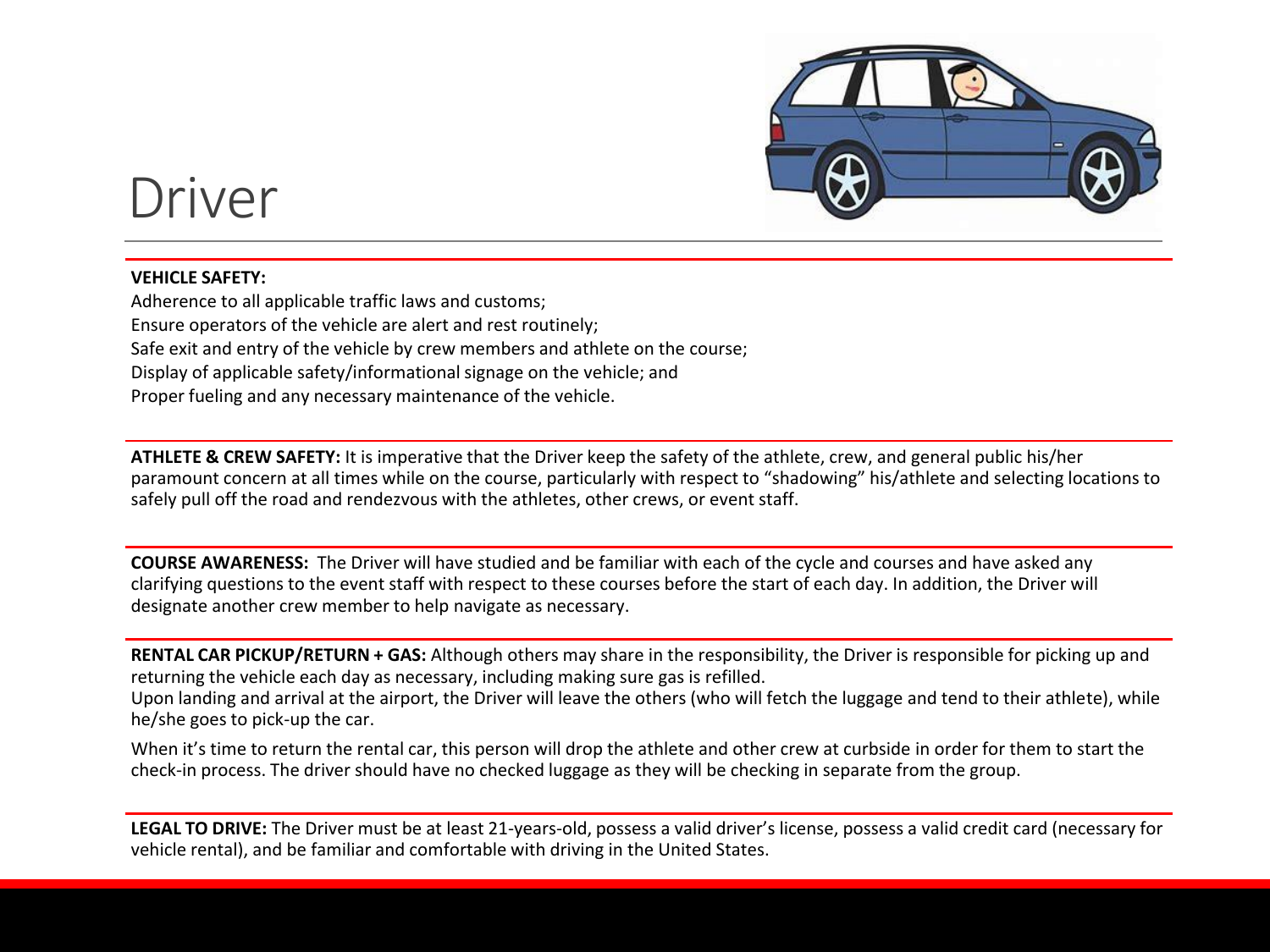# Driver

**VEHICLE SAFETY:**

Adherence to all applicable traffic laws and customs;
Ensure operators of the vehicle are alert and rest routinely;
Safe exit and entry of the vehicle by crew members and athlete on the course;
Display of applicable safety/informational signage on the vehicle; and
Proper fueling and any necessary maintenance of the vehicle.

**ATHLETE & CREW SAFETY:** It is imperative that the Driver keep the safety of the athlete, crew, and general public his/her paramount concern at all times while on the course, particularly with respect to "shadowing" his/athlete and selecting locations to safely pull off the road and rendezvous with the athletes, other crews, or event staff.

**COURSE AWARENESS:** The Driver will have studied and be familiar with each of the cycle and courses and have asked any clarifying questions to the event staff with respect to these courses before the start of each day. In addition, the Driver will designate another crew member to help navigate as necessary.

**RENTAL CAR PICKUP/RETURN + GAS:** Although others may share in the responsibility, the Driver is responsible for picking up and returning the vehicle each day as necessary, including making sure gas is refilled.
Upon landing and arrival at the airport, the Driver will leave the others (who will fetch the luggage and tend to their athlete), while he/she goes to pick-up the car.

When it's time to return the rental car, this person will drop the athlete and other crew at curbside in order for them to start the check-in process. The driver should have no checked luggage as they will be checking in separate from the group.

**LEGAL TO DRIVE:** The Driver must be at least 21-years-old, possess a valid driver's license, possess a valid credit card (necessary for vehicle rental), and be familiar and comfortable with driving in the United States.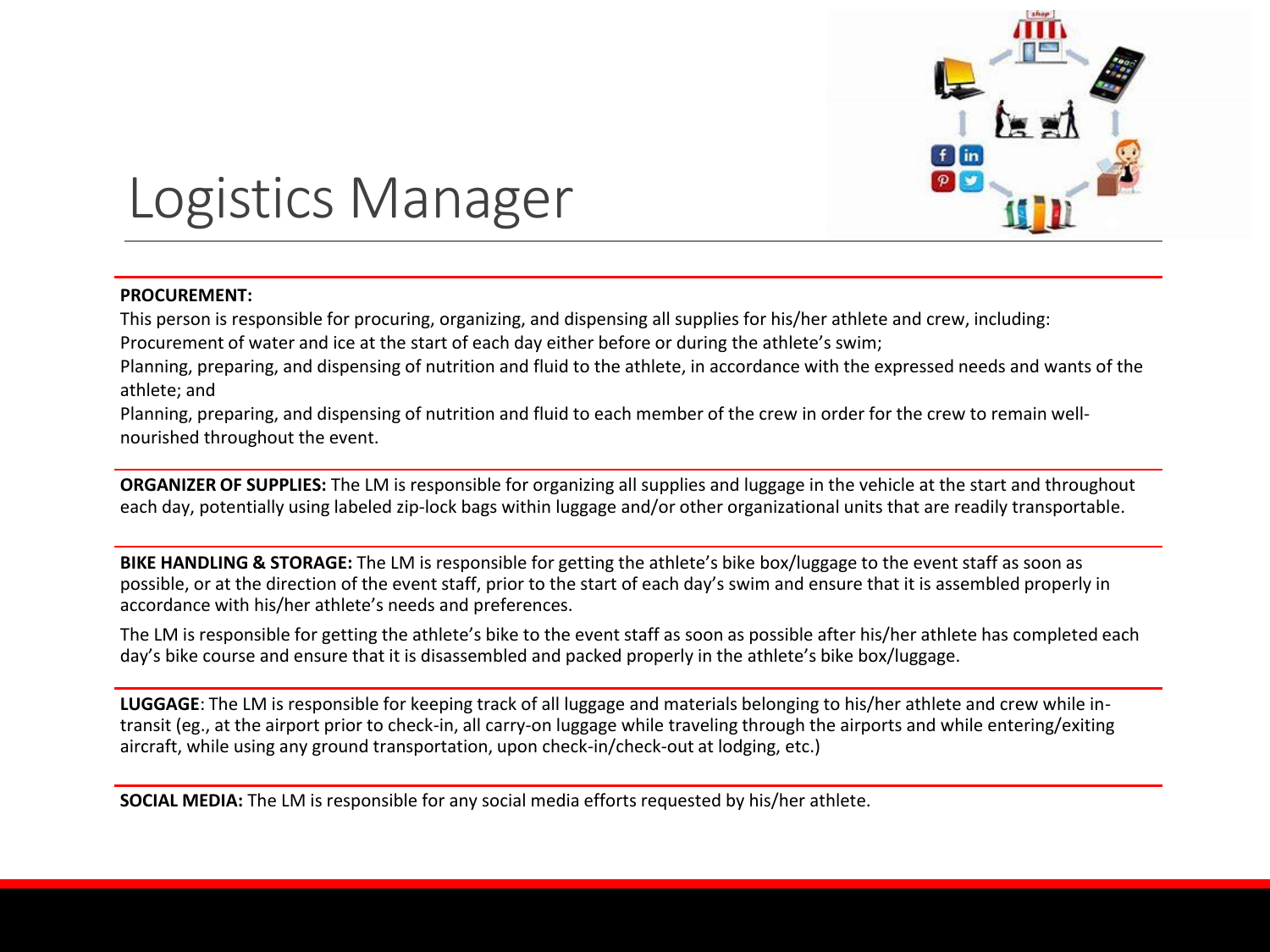# Logistics Manager

**PROCUREMENT:**

This person is responsible for procuring, organizing, and dispensing all supplies for his/her athlete and crew, including:

Procurement of water and ice at the start of each day either before or during the athlete's swim;

Planning, preparing, and dispensing of nutrition and fluid to the athlete, in accordance with the expressed needs and wants of the athlete; and

Planning, preparing, and dispensing of nutrition and fluid to each member of the crew in order for the crew to remain well-nourished throughout the event.

**ORGANIZER OF SUPPLIES:** The LM is responsible for organizing all supplies and luggage in the vehicle at the start and throughout each day, potentially using labeled zip-lock bags within luggage and/or other organizational units that are readily transportable.

**BIKE HANDLING & STORAGE:** The LM is responsible for getting the athlete's bike box/luggage to the event staff as soon as possible, or at the direction of the event staff, prior to the start of each day's swim and ensure that it is assembled properly in accordance with his/her athlete's needs and preferences.

The LM is responsible for getting the athlete's bike to the event staff as soon as possible after his/her athlete has completed each day's bike course and ensure that it is disassembled and packed properly in the athlete's bike box/luggage.

**LUGGAGE**: The LM is responsible for keeping track of all luggage and materials belonging to his/her athlete and crew while in-transit (eg., at the airport prior to check-in, all carry-on luggage while traveling through the airports and while entering/exiting aircraft, while using any ground transportation, upon check-in/check-out at lodging, etc.)

**SOCIAL MEDIA:** The LM is responsible for any social media efforts requested by his/her athlete.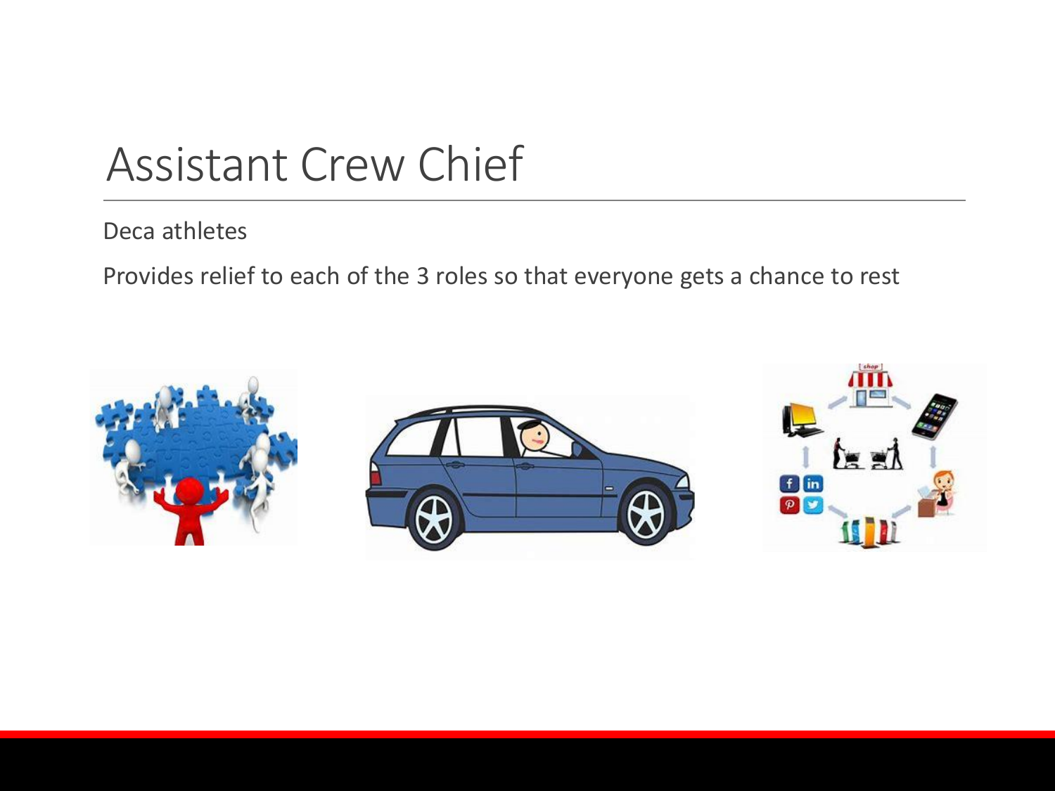# Assistant Crew Chief

Deca athletes

Provides relief to each of the 3 roles so that everyone gets a chance to rest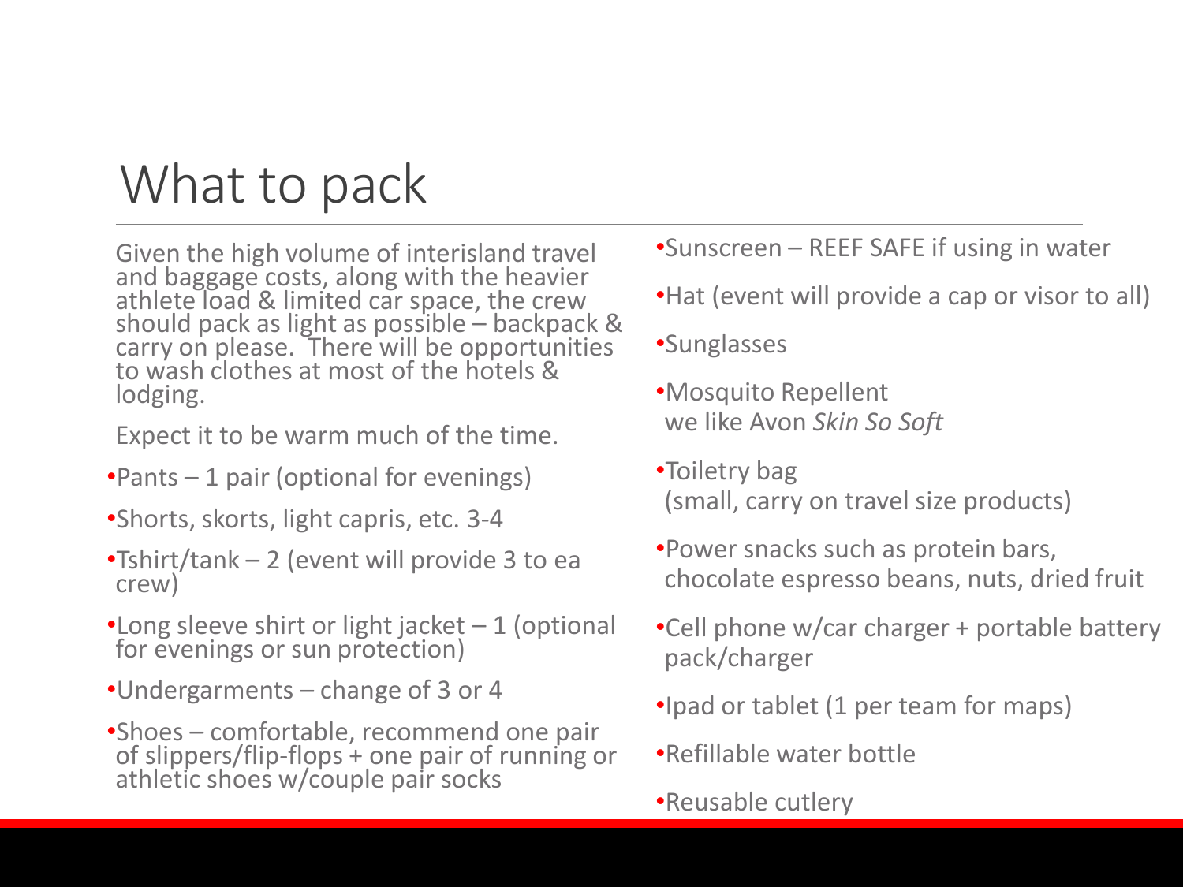# What to pack

Given the high volume of interisland travel and baggage costs, along with the heavier athlete load & limited car space, the crew should pack as light as possible – backpack & carry on please. There will be opportunities to wash clothes at most of the hotels & lodging.

Expect it to be warm much of the time.

- Pants – 1 pair (optional for evenings)
- Shorts, skorts, light capris, etc. 3-4
- Tshirt/tank – 2 (event will provide 3 to ea crew)
- Long sleeve shirt or light jacket – 1 (optional for evenings or sun protection)
- Undergarments – change of 3 or 4
- Shoes – comfortable, recommend one pair of slippers/flip-flops + one pair of running or athletic shoes w/couple pair socks
- Sunscreen – REEF SAFE if using in water
- Hat (event will provide a cap or visor to all)
- Sunglasses
- Mosquito Repellent
  we like Avon *Skin So Soft*
- Toiletry bag
  (small, carry on travel size products)
- Power snacks such as protein bars, chocolate espresso beans, nuts, dried fruit
- Cell phone w/car charger + portable battery pack/charger
- Ipad or tablet (1 per team for maps)
- Refillable water bottle
- Reusable cutlery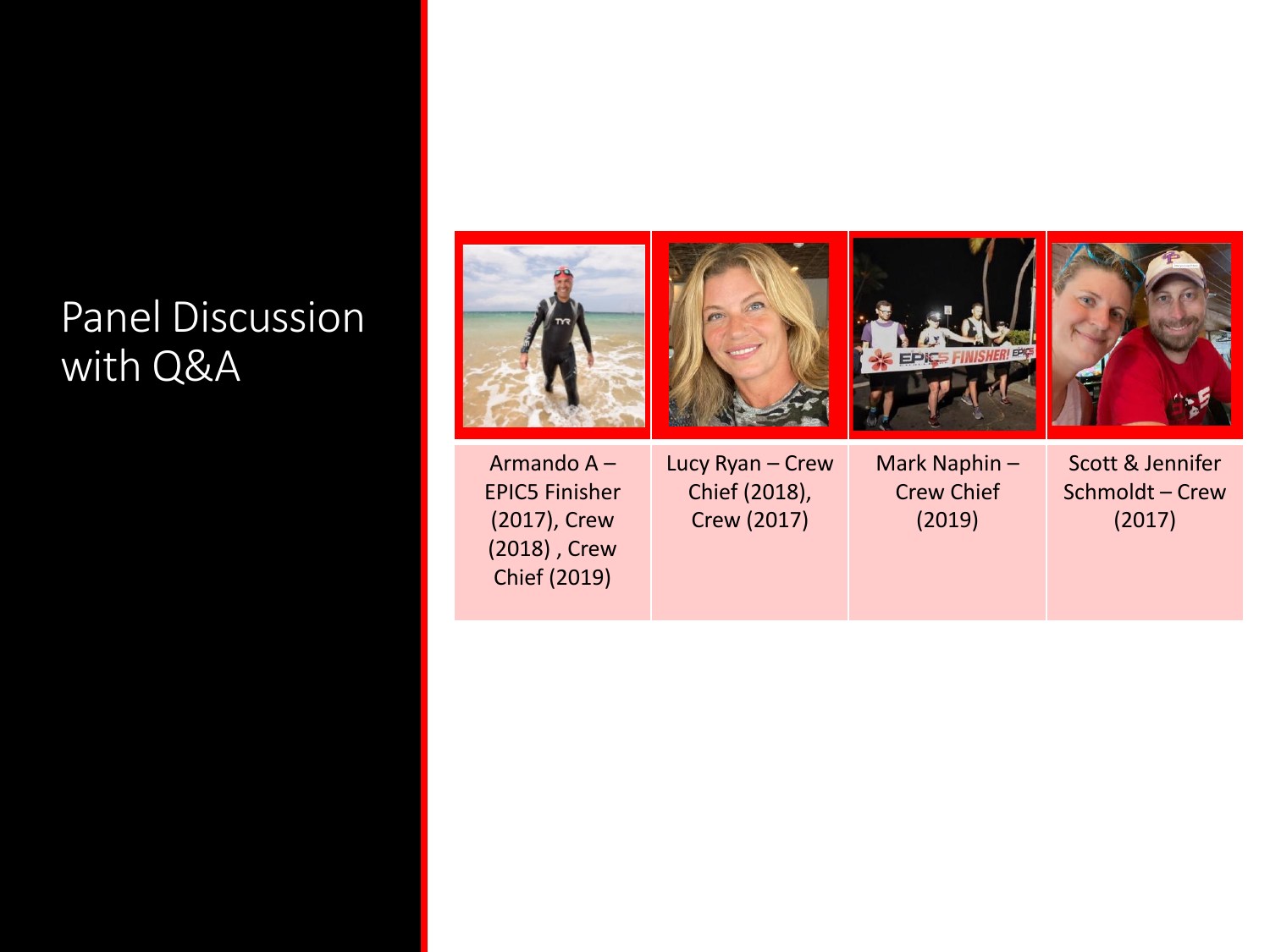# Panel Discussion with Q&A

| | | | |
|---|---|---|---|
| Armando A – EPIC5 Finisher (2017), Crew (2018) , Crew Chief (2019) | Lucy Ryan – Crew Chief (2018), Crew (2017) | Mark Naphin – Crew Chief (2019) | Scott & Jennifer Schmoldt – Crew (2017) |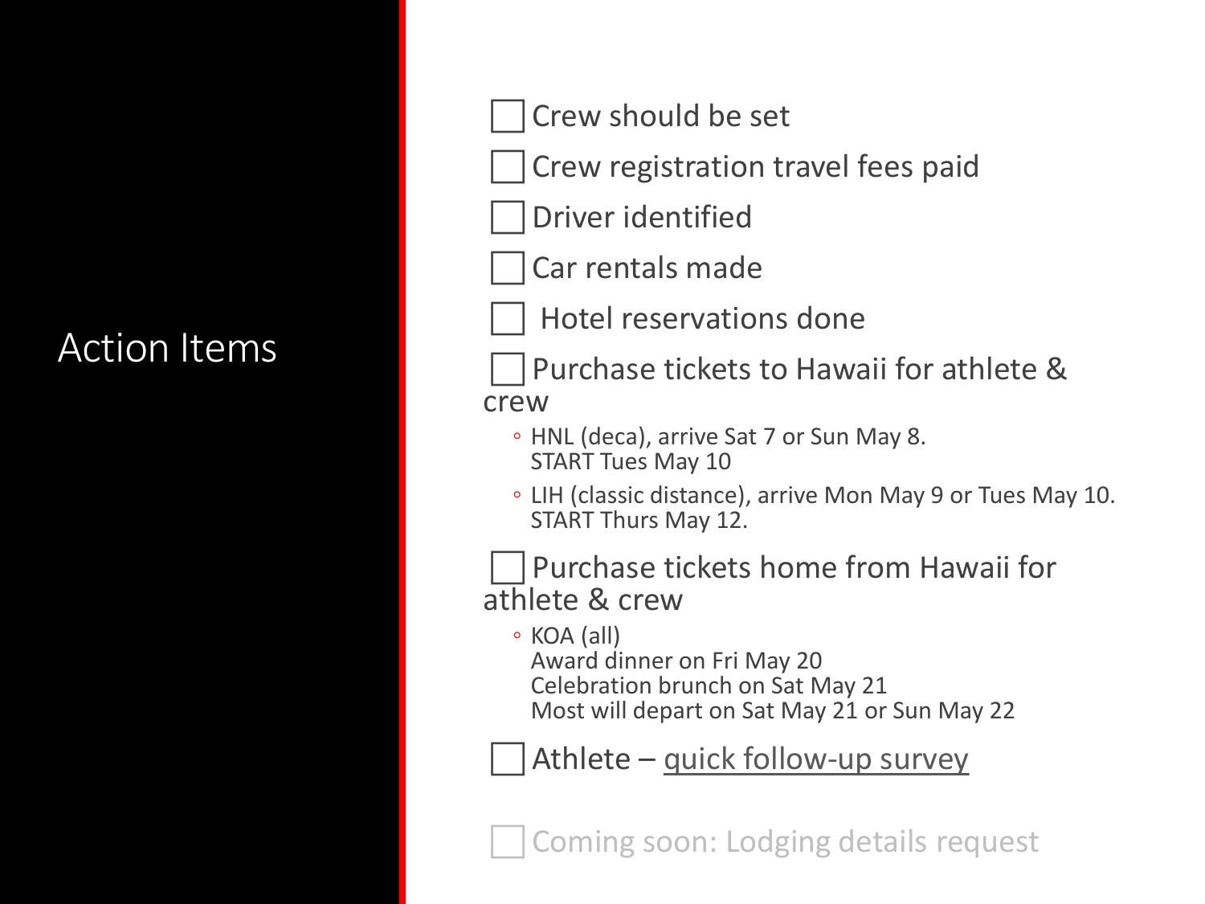# Action Items

- [ ] Crew should be set
- [ ] Crew registration travel fees paid
- [ ] Driver identified
- [ ] Car rentals made
- [ ] Hotel reservations done
- [ ] Purchase tickets to Hawaii for athlete & crew
  - HNL (deca), arrive Sat 7 or Sun May 8.
    START Tues May 10
  - LIH (classic distance), arrive Mon May 9 or Tues May 10.
    START Thurs May 12.
- [ ] Purchase tickets home from Hawaii for athlete & crew
  - KOA (all)
    Award dinner on Fri May 20
    Celebration brunch on Sat May 21
    Most will depart on Sat May 21 or Sun May 22
- [ ] Athlete – quick follow-up survey

- [ ] Coming soon: Lodging details request